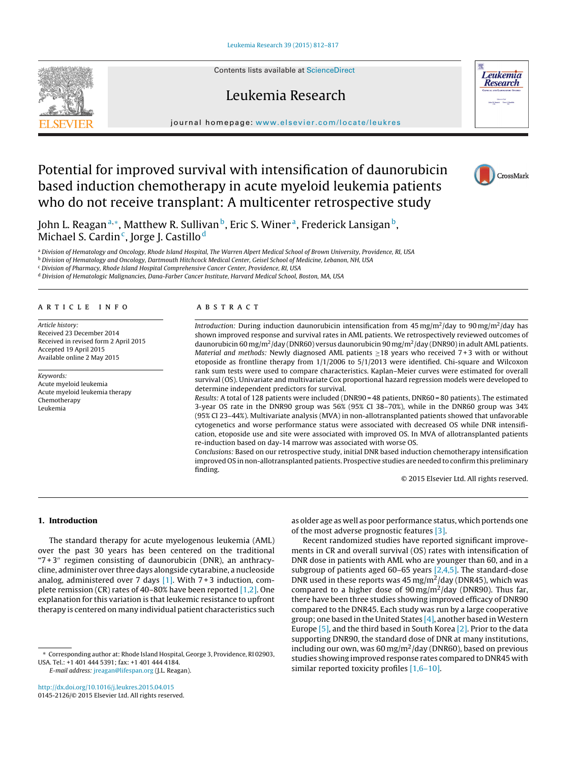# Potential for improved survival with intensification of daunorubicin based induction chemotherapy in acute myeloid leukemia patients who do not receive transplant: A multicenter retrospective study

John L. Reagan[a,*], Matthew R. Sullivan[b], Eric S. Winer[a], Frederick Lansigan[b], Michael S. Cardin[c], Jorge J. Castillo[d]

[a] Division of Hematology and Oncology, Rhode Island Hospital, The Warren Alpert Medical School of Brown University, Providence, RI, USA
[b] Division of Hematology and Oncology, Dartmouth Hitchcock Medical Center, Geisel School of Medicine, Lebanon, NH, USA
[c] Division of Pharmacy, Rhode Island Hospital Comprehensive Cancer Center, Providence, RI, USA
[d] Division of Hematologic Malignancies, Dana-Farber Cancer Institute, Harvard Medical School, Boston, MA, USA

## ARTICLE INFO

*Article history:*
Received 23 December 2014
Received in revised form 2 April 2015
Accepted 19 April 2015
Available online 2 May 2015

*Keywords:*
Acute myeloid leukemia
Acute myeloid leukemia therapy
Chemotherapy
Leukemia

## ABSTRACT

*Introduction:* During induction daunorubicin intensification from 45 mg/m$^2$/day to 90 mg/m$^2$/day has shown improved response and survival rates in AML patients. We retrospectively reviewed outcomes of daunorubicin 60 mg/m$^2$/day (DNR60) versus daunorubicin 90 mg/m$^2$/day (DNR90) in adult AML patients.
*Material and methods:* Newly diagnosed AML patients ≥18 years who received 7 + 3 with or without etoposide as frontline therapy from 1/1/2006 to 5/1/2013 were identified. Chi-square and Wilcoxon rank sum tests were used to compare characteristics. Kaplan–Meier curves were estimated for overall survival (OS). Univariate and multivariate Cox proportional hazard regression models were developed to determine independent predictors for survival.
*Results:* A total of 128 patients were included (DNR90 = 48 patients, DNR60 = 80 patients). The estimated 3-year OS rate in the DNR90 group was 56% (95% CI 38–70%), while in the DNR60 group was 34% (95% CI 23–44%). Multivariate analysis (MVA) in non-allotransplanted patients showed that unfavorable cytogenetics and worse performance status were associated with decreased OS while DNR intensification, etoposide use and site were associated with improved OS. In MVA of allotransplanted patients re-induction based on day-14 marrow was associated with worse OS.
*Conclusions:* Based on our retrospective study, initial DNR based induction chemotherapy intensification improved OS in non-allotransplanted patients. Prospective studies are needed to confirm this preliminary finding.

© 2015 Elsevier Ltd. All rights reserved.

## 1. Introduction

The standard therapy for acute myelogenous leukemia (AML) over the past 30 years has been centered on the traditional "7 + 3" regimen consisting of daunorubicin (DNR), an anthracycline, administer over three days alongside cytarabine, a nucleoside analog, administered over 7 days [1]. With 7 + 3 induction, complete remission (CR) rates of 40–80% have been reported [1,2]. One explanation for this variation is that leukemic resistance to upfront therapy is centered on many individual patient characteristics such as older age as well as poor performance status, which portends one of the most adverse prognostic features [3].

Recent randomized studies have reported significant improvements in CR and overall survival (OS) rates with intensification of DNR dose in patients with AML who are younger than 60, and in a subgroup of patients aged 60–65 years [2,4,5]. The standard-dose DNR used in these reports was 45 mg/m$^2$/day (DNR45), which was compared to a higher dose of 90 mg/m$^2$/day (DNR90). Thus far, there have been three studies showing improved efficacy of DNR90 compared to the DNR45. Each study was run by a large cooperative group; one based in the United States [4], another based in Western Europe [5], and the third based in South Korea [2]. Prior to the data supporting DNR90, the standard dose of DNR at many institutions, including our own, was 60 mg/m$^2$/day (DNR60), based on previous studies showing improved response rates compared to DNR45 with similar reported toxicity profiles [1,6–10].

* Corresponding author at: Rhode Island Hospital, George 3, Providence, RI 02903, USA. Tel.: +1 401 444 5391; fax: +1 401 444 4184.
*E-mail address:* jreagan@lifespan.org (J.L. Reagan).

http://dx.doi.org/10.1016/j.leukres.2015.04.015
0145-2126/© 2015 Elsevier Ltd. All rights reserved.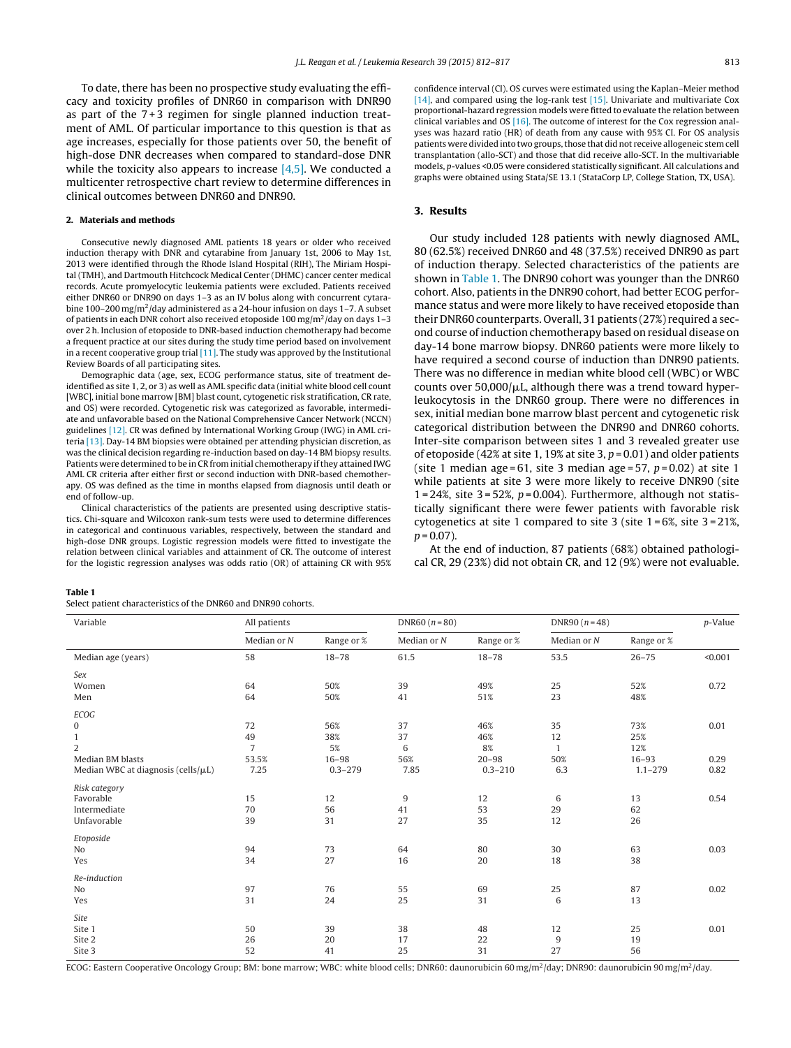To date, there has been no prospective study evaluating the efficacy and toxicity profiles of DNR60 in comparison with DNR90 as part of the 7+3 regimen for single planned induction treatment of AML. Of particular importance to this question is that as age increases, especially for those patients over 50, the benefit of high-dose DNR decreases when compared to standard-dose DNR while the toxicity also appears to increase [4,5]. We conducted a multicenter retrospective chart review to determine differences in clinical outcomes between DNR60 and DNR90.

## 2. Materials and methods

Consecutive newly diagnosed AML patients 18 years or older who received induction therapy with DNR and cytarabine from January 1st, 2006 to May 1st, 2013 were identified through the Rhode Island Hospital (RIH), The Miriam Hospital (TMH), and Dartmouth Hitchcock Medical Center (DHMC) cancer center medical records. Acute promyelocytic leukemia patients were excluded. Patients received either DNR60 or DNR90 on days 1–3 as an IV bolus along with concurrent cytarabine 100–200 mg/m$^2$/day administered as a 24-hour infusion on days 1–7. A subset of patients in each DNR cohort also received etoposide 100 mg/m$^2$/day on days 1–3 over 2 h. Inclusion of etoposide to DNR-based induction chemotherapy had become a frequent practice at our sites during the study time period based on involvement in a recent cooperative group trial [11]. The study was approved by the Institutional Review Boards of all participating sites.

Demographic data (age, sex, ECOG performance status, site of treatment deidentified as site 1, 2, or 3) as well as AML specific data (initial white blood cell count [WBC], initial bone marrow [BM] blast count, cytogenetic risk stratification, CR rate, and OS) were recorded. Cytogenetic risk was categorized as favorable, intermediate and unfavorable based on the National Comprehensive Cancer Network (NCCN) guidelines [12]. CR was defined by International Working Group (IWG) in AML criteria [13]. Day-14 BM biopsies were obtained per attending physician discretion, as was the clinical decision regarding re-induction based on day-14 BM biopsy results. Patients were determined to be in CR from initial chemotherapy if they attained IWG AML CR criteria after either first or second induction with DNR-based chemotherapy. OS was defined as the time in months elapsed from diagnosis until death or end of follow-up.

Clinical characteristics of the patients are presented using descriptive statistics. Chi-square and Wilcoxon rank-sum tests were used to determine differences in categorical and continuous variables, respectively, between the standard and high-dose DNR groups. Logistic regression models were fitted to investigate the relation between clinical variables and attainment of CR. The outcome of interest for the logistic regression analyses was odds ratio (OR) of attaining CR with 95% confidence interval (CI). OS curves were estimated using the Kaplan–Meier method [14], and compared using the log-rank test [15]. Univariate and multivariate Cox proportional-hazard regression models were fitted to evaluate the relation between clinical variables and OS [16]. The outcome of interest for the Cox regression analyses was hazard ratio (HR) of death from any cause with 95% CI. For OS analysis patients were divided into two groups, those that did not receive allogeneic stem cell transplantation (allo-SCT) and those that did receive allo-SCT. In the multivariable models, p-values <0.05 were considered statistically significant. All calculations and graphs were obtained using Stata/SE 13.1 (StataCorp LP, College Station, TX, USA).

## 3. Results

Our study included 128 patients with newly diagnosed AML, 80 (62.5%) received DNR60 and 48 (37.5%) received DNR90 as part of induction therapy. Selected characteristics of the patients are shown in Table 1. The DNR90 cohort was younger than the DNR60 cohort. Also, patients in the DNR90 cohort, had better ECOG performance status and were more likely to have received etoposide than their DNR60 counterparts. Overall, 31 patients (27%) required a second course of induction chemotherapy based on residual disease on day-14 bone marrow biopsy. DNR60 patients were more likely to have required a second course of induction than DNR90 patients. There was no difference in median white blood cell (WBC) or WBC counts over 50,000/μL, although there was a trend toward hyperleukocytosis in the DNR60 group. There were no differences in sex, initial median bone marrow blast percent and cytogenetic risk categorical distribution between the DNR90 and DNR60 cohorts. Inter-site comparison between sites 1 and 3 revealed greater use of etoposide (42% at site 1, 19% at site 3, $p = 0.01$) and older patients (site 1 median age = 61, site 3 median age = 57, $p = 0.02$) at site 1 while patients at site 3 were more likely to receive DNR90 (site 1 = 24%, site 3 = 52%, $p = 0.004$). Furthermore, although not statistically significant there were fewer patients with favorable risk cytogenetics at site 1 compared to site 3 (site 1 = 6%, site 3 = 21%, $p = 0.07$).

At the end of induction, 87 patients (68%) obtained pathological CR, 29 (23%) did not obtain CR, and 12 (9%) were not evaluable.

**Table 1**
Select patient characteristics of the DNR60 and DNR90 cohorts.

| Variable | All patients | | DNR60 (n = 80) | | DNR90 (n = 48) | | p-Value |
|---|---|---|---|---|---|---|---|
| | Median or N | Range or % | Median or N | Range or % | Median or N | Range or % | |
| Median age (years) | 58 | 18–78 | 61.5 | 18–78 | 53.5 | 26–75 | <0.001 |
| *Sex* | | | | | | | |
| Women | 64 | 50% | 39 | 49% | 25 | 52% | 0.72 |
| Men | 64 | 50% | 41 | 51% | 23 | 48% | |
| *ECOG* | | | | | | | |
| 0 | 72 | 56% | 37 | 46% | 35 | 73% | 0.01 |
| 1 | 49 | 38% | 37 | 46% | 12 | 25% | |
| 2 | 7 | 5% | 6 | 8% | 1 | 12% | |
| Median BM blasts | 53.5% | 16–98 | 56% | 20–98 | 50% | 16–93 | 0.29 |
| Median WBC at diagnosis (cells/μL) | 7.25 | 0.3–279 | 7.85 | 0.3–210 | 6.3 | 1.1–279 | 0.82 |
| *Risk category* | | | | | | | |
| Favorable | 15 | 12 | 9 | 12 | 6 | 13 | 0.54 |
| Intermediate | 70 | 56 | 41 | 53 | 29 | 62 | |
| Unfavorable | 39 | 31 | 27 | 35 | 12 | 26 | |
| *Etoposide* | | | | | | | |
| No | 94 | 73 | 64 | 80 | 30 | 63 | 0.03 |
| Yes | 34 | 27 | 16 | 20 | 18 | 38 | |
| *Re-induction* | | | | | | | |
| No | 97 | 76 | 55 | 69 | 25 | 87 | 0.02 |
| Yes | 31 | 24 | 25 | 31 | 6 | 13 | |
| *Site* | | | | | | | |
| Site 1 | 50 | 39 | 38 | 48 | 12 | 25 | 0.01 |
| Site 2 | 26 | 20 | 17 | 22 | 9 | 19 | |
| Site 3 | 52 | 41 | 25 | 31 | 27 | 56 | |

ECOG: Eastern Cooperative Oncology Group; BM: bone marrow; WBC: white blood cells; DNR60: daunorubicin 60 mg/m$^2$/day; DNR90: daunorubicin 90 mg/m$^2$/day.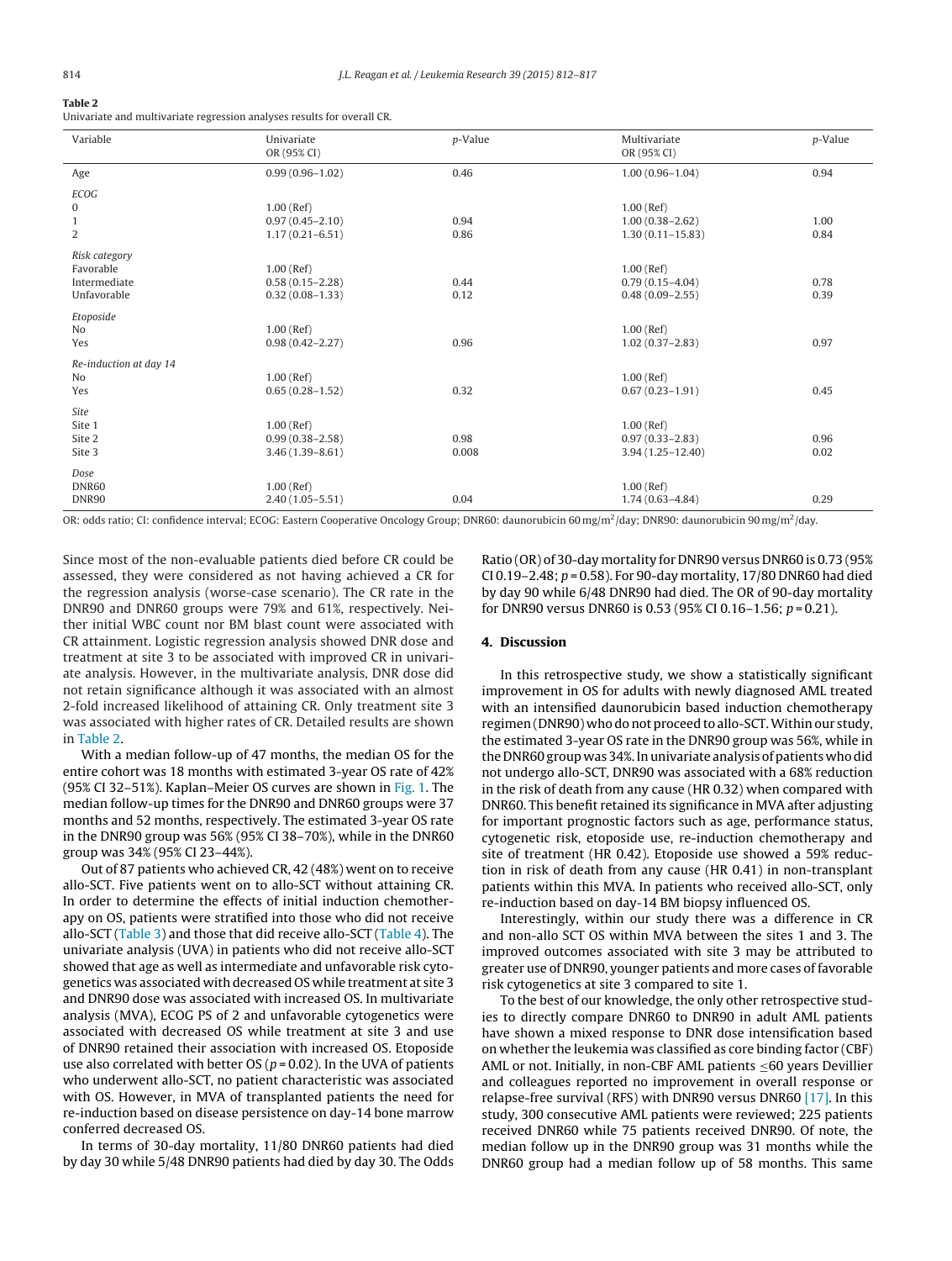**Table 2**
Univariate and multivariate regression analyses results for overall CR.

| Variable | Univariate OR (95% CI) | p-Value | Multivariate OR (95% CI) | p-Value |
|---|---|---|---|---|
| Age | 0.99 (0.96–1.02) | 0.46 | 1.00 (0.96–1.04) | 0.94 |
| *ECOG* | | | | |
| 0 | 1.00 (Ref) | | 1.00 (Ref) | |
| 1 | 0.97 (0.45–2.10) | 0.94 | 1.00 (0.38–2.62) | 1.00 |
| 2 | 1.17 (0.21–6.51) | 0.86 | 1.30 (0.11–15.83) | 0.84 |
| *Risk category* | | | | |
| Favorable | 1.00 (Ref) | | 1.00 (Ref) | |
| Intermediate | 0.58 (0.15–2.28) | 0.44 | 0.79 (0.15–4.04) | 0.78 |
| Unfavorable | 0.32 (0.08–1.33) | 0.12 | 0.48 (0.09–2.55) | 0.39 |
| *Etoposide* | | | | |
| No | 1.00 (Ref) | | 1.00 (Ref) | |
| Yes | 0.98 (0.42–2.27) | 0.96 | 1.02 (0.37–2.83) | 0.97 |
| *Re-induction at day 14* | | | | |
| No | 1.00 (Ref) | | 1.00 (Ref) | |
| Yes | 0.65 (0.28–1.52) | 0.32 | 0.67 (0.23–1.91) | 0.45 |
| *Site* | | | | |
| Site 1 | 1.00 (Ref) | | 1.00 (Ref) | |
| Site 2 | 0.99 (0.38–2.58) | 0.98 | 0.97 (0.33–2.83) | 0.96 |
| Site 3 | 3.46 (1.39–8.61) | 0.008 | 3.94 (1.25–12.40) | 0.02 |
| *Dose* | | | | |
| DNR60 | 1.00 (Ref) | | 1.00 (Ref) | |
| DNR90 | 2.40 (1.05–5.51) | 0.04 | 1.74 (0.63–4.84) | 0.29 |

OR: odds ratio; CI: confidence interval; ECOG: Eastern Cooperative Oncology Group; DNR60: daunorubicin 60 mg/m$^2$/day; DNR90: daunorubicin 90 mg/m$^2$/day.

Since most of the non-evaluable patients died before CR could be assessed, they were considered as not having achieved a CR for the regression analysis (worse-case scenario). The CR rate in the DNR90 and DNR60 groups were 79% and 61%, respectively. Neither initial WBC count nor BM blast count were associated with CR attainment. Logistic regression analysis showed DNR dose and treatment at site 3 to be associated with improved CR in univariate analysis. However, in the multivariate analysis, DNR dose did not retain significance although it was associated with an almost 2-fold increased likelihood of attaining CR. Only treatment site 3 was associated with higher rates of CR. Detailed results are shown in Table 2.

With a median follow-up of 47 months, the median OS for the entire cohort was 18 months with estimated 3-year OS rate of 42% (95% CI 32–51%). Kaplan–Meier OS curves are shown in Fig. 1. The median follow-up times for the DNR90 and DNR60 groups were 37 months and 52 months, respectively. The estimated 3-year OS rate in the DNR90 group was 56% (95% CI 38–70%), while in the DNR60 group was 34% (95% CI 23–44%).

Out of 87 patients who achieved CR, 42 (48%) went on to receive allo-SCT. Five patients went on to allo-SCT without attaining CR. In order to determine the effects of initial induction chemotherapy on OS, patients were stratified into those who did not receive allo-SCT (Table 3) and those that did receive allo-SCT (Table 4). The univariate analysis (UVA) in patients who did not receive allo-SCT showed that age as well as intermediate and unfavorable risk cytogenetics was associated with decreased OS while treatment at site 3 and DNR90 dose was associated with increased OS. In multivariate analysis (MVA), ECOG PS of 2 and unfavorable cytogenetics were associated with decreased OS while treatment at site 3 and use of DNR90 retained their association with increased OS. Etoposide use also correlated with better OS ($p = 0.02$). In the UVA of patients who underwent allo-SCT, no patient characteristic was associated with OS. However, in MVA of transplanted patients the need for re-induction based on disease persistence on day-14 bone marrow conferred decreased OS.

In terms of 30-day mortality, 11/80 DNR60 patients had died by day 30 while 5/48 DNR90 patients had died by day 30. The Odds Ratio (OR) of 30-day mortality for DNR90 versus DNR60 is 0.73 (95% CI 0.19–2.48; $p = 0.58$). For 90-day mortality, 17/80 DNR60 patients had died by day 90 while 6/48 DNR90 had died. The OR of 90-day mortality for DNR90 versus DNR60 is 0.53 (95% CI 0.16–1.56; $p = 0.21$).

## 4. Discussion

In this retrospective study, we show a statistically significant improvement in OS for adults with newly diagnosed AML treated with an intensified daunorubicin based induction chemotherapy regimen (DNR90) who do not proceed to allo-SCT. Within our study, the estimated 3-year OS rate in the DNR90 group was 56%, while in the DNR60 group was 34%. In univariate analysis of patients who did not undergo allo-SCT, DNR90 was associated with a 68% reduction in the risk of death from any cause (HR 0.32) when compared with DNR60. This benefit retained its significance in MVA after adjusting for important prognostic factors such as age, performance status, cytogenetic risk, etoposide use, re-induction chemotherapy and site of treatment (HR 0.42). Etoposide use showed a 59% reduction in risk of death from any cause (HR 0.41) in non-transplant patients within this MVA. In patients who received allo-SCT, only re-induction based on day-14 BM biopsy influenced OS.

Interestingly, within our study there was a difference in CR and non-allo SCT OS within MVA between the sites 1 and 3. The improved outcomes associated with site 3 may be attributed to greater use of DNR90, younger patients and more cases of favorable risk cytogenetics at site 3 compared to site 1.

To the best of our knowledge, the only other retrospective studies to directly compare DNR60 to DNR90 in adult AML patients have shown a mixed response to DNR dose intensification based on whether the leukemia was classified as core binding factor (CBF) AML or not. Initially, in non-CBF AML patients ≤60 years Devillier and colleagues reported no improvement in overall response or relapse-free survival (RFS) with DNR90 versus DNR60 [17]. In this study, 300 consecutive AML patients were reviewed; 225 patients received DNR60 while 75 patients received DNR90. Of note, the median follow up in the DNR90 group was 31 months while the DNR60 group had a median follow up of 58 months. This same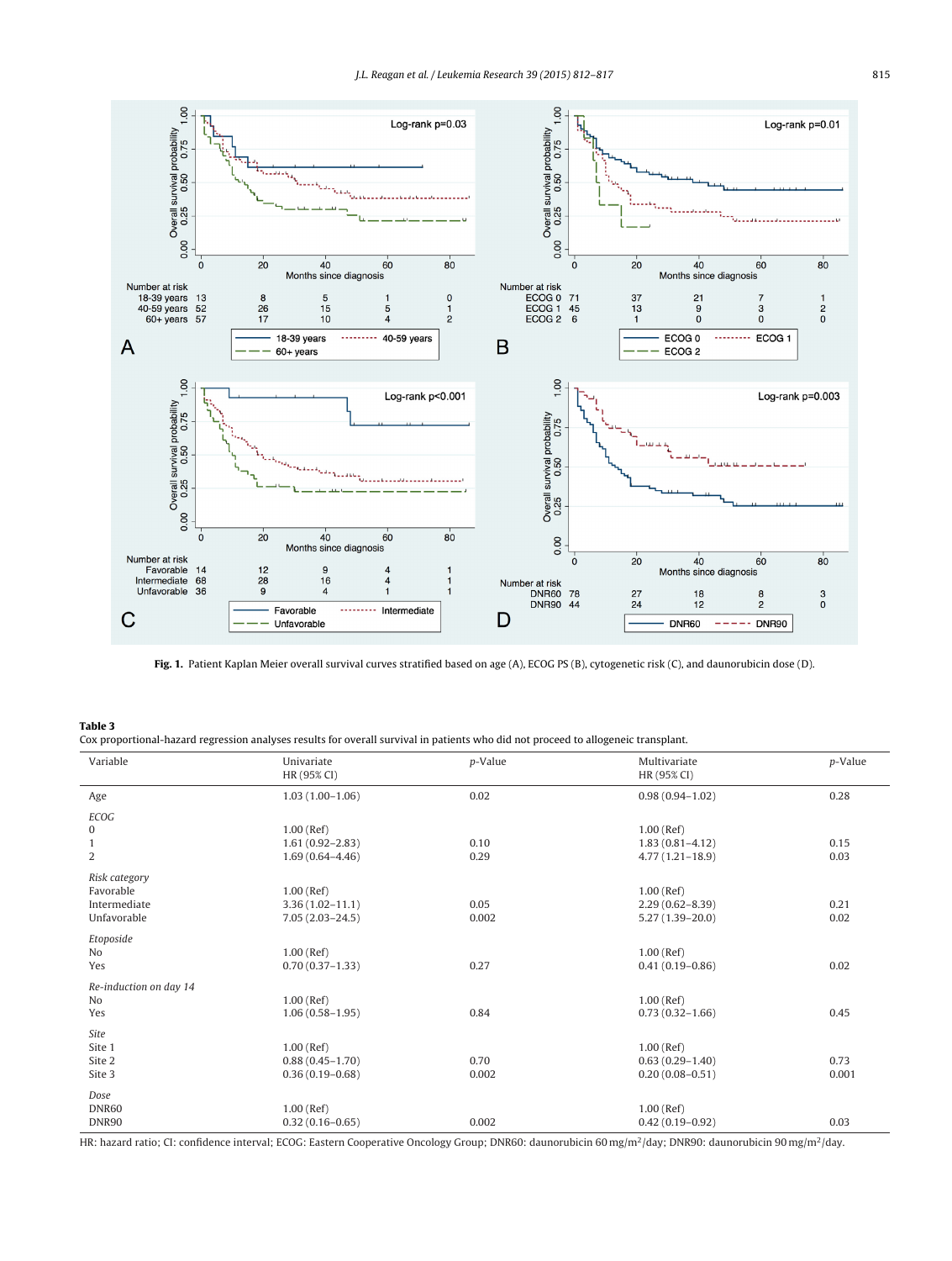**Fig. 1.** Patient Kaplan Meier overall survival curves stratified based on age (A), ECOG PS (B), cytogenetic risk (C), and daunorubicin dose (D).

**Table 3**
Cox proportional-hazard regression analyses results for overall survival in patients who did not proceed to allogeneic transplant.

| Variable | Univariate HR (95% CI) | *p*-Value | Multivariate HR (95% CI) | *p*-Value |
|---|---|---|---|---|
| Age | 1.03 (1.00–1.06) | 0.02 | 0.98 (0.94–1.02) | 0.28 |
| *ECOG* | | | | |
| 0 | 1.00 (Ref) | | 1.00 (Ref) | |
| 1 | 1.61 (0.92–2.83) | 0.10 | 1.83 (0.81–4.12) | 0.15 |
| 2 | 1.69 (0.64–4.46) | 0.29 | 4.77 (1.21–18.9) | 0.03 |
| *Risk category* | | | | |
| Favorable | 1.00 (Ref) | | 1.00 (Ref) | |
| Intermediate | 3.36 (1.02–11.1) | 0.05 | 2.29 (0.62–8.39) | 0.21 |
| Unfavorable | 7.05 (2.03–24.5) | 0.002 | 5.27 (1.39–20.0) | 0.02 |
| *Etoposide* | | | | |
| No | 1.00 (Ref) | | 1.00 (Ref) | |
| Yes | 0.70 (0.37–1.33) | 0.27 | 0.41 (0.19–0.86) | 0.02 |
| *Re-induction on day 14* | | | | |
| No | 1.00 (Ref) | | 1.00 (Ref) | |
| Yes | 1.06 (0.58–1.95) | 0.84 | 0.73 (0.32–1.66) | 0.45 |
| *Site* | | | | |
| Site 1 | 1.00 (Ref) | | 1.00 (Ref) | |
| Site 2 | 0.88 (0.45–1.70) | 0.70 | 0.63 (0.29–1.40) | 0.73 |
| Site 3 | 0.36 (0.19–0.68) | 0.002 | 0.20 (0.08–0.51) | 0.001 |
| *Dose* | | | | |
| DNR60 | 1.00 (Ref) | | 1.00 (Ref) | |
| DNR90 | 0.32 (0.16–0.65) | 0.002 | 0.42 (0.19–0.92) | 0.03 |

HR: hazard ratio; CI: confidence interval; ECOG: Eastern Cooperative Oncology Group; DNR60: daunorubicin 60 mg/m$^2$/day; DNR90: daunorubicin 90 mg/m$^2$/day.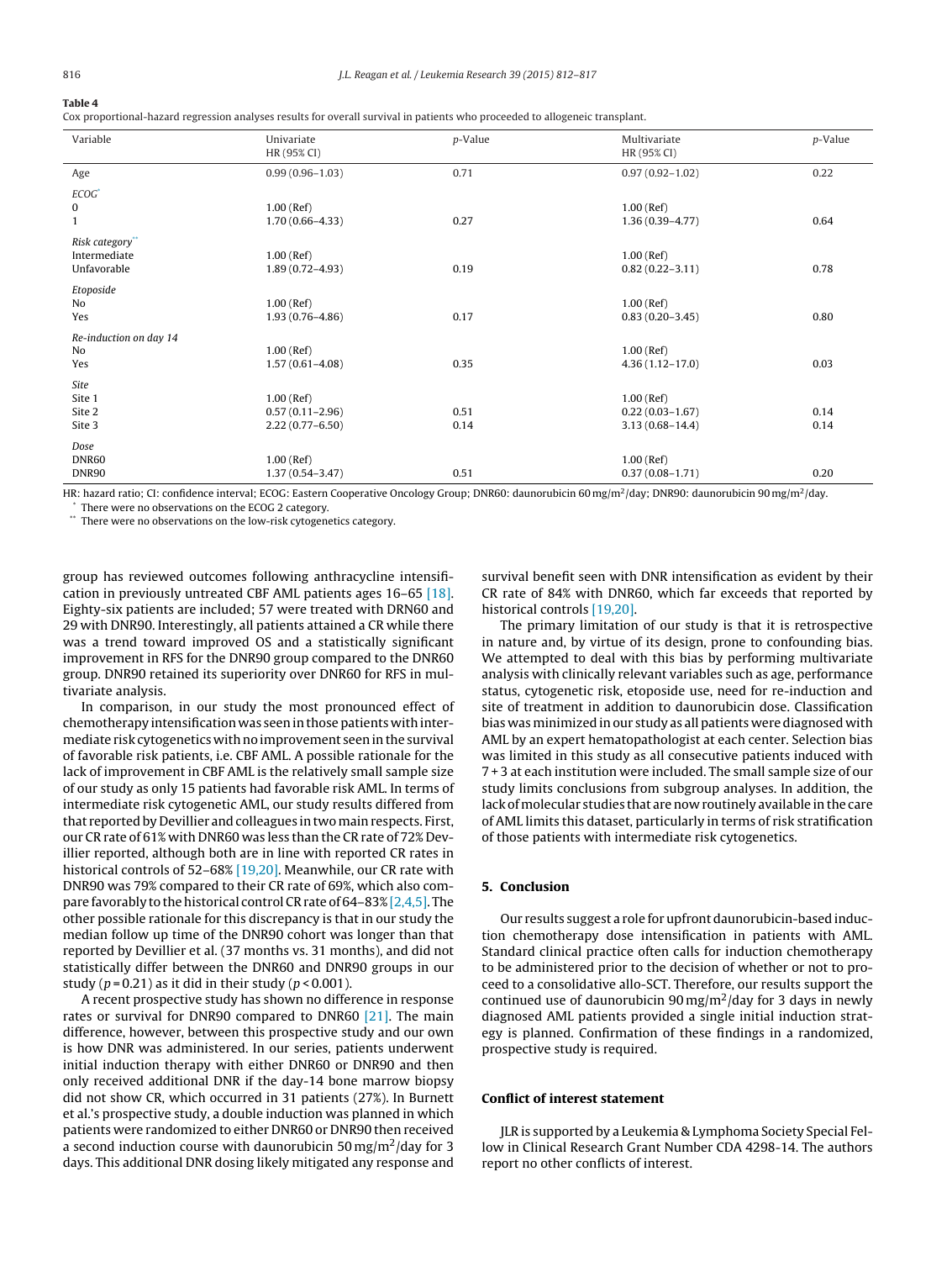**Table 4**
Cox proportional-hazard regression analyses results for overall survival in patients who proceeded to allogeneic transplant.

| Variable | Univariate HR (95% CI) | p-Value | Multivariate HR (95% CI) | p-Value |
|---|---|---|---|---|
| Age | 0.99 (0.96–1.03) | 0.71 | 0.97 (0.92–1.02) | 0.22 |
| *ECOG*[*] | | | | |
| 0 | 1.00 (Ref) | | 1.00 (Ref) | |
| 1 | 1.70 (0.66–4.33) | 0.27 | 1.36 (0.39–4.77) | 0.64 |
| *Risk category*[**] | | | | |
| Intermediate | 1.00 (Ref) | | 1.00 (Ref) | |
| Unfavorable | 1.89 (0.72–4.93) | 0.19 | 0.82 (0.22–3.11) | 0.78 |
| *Etoposide* | | | | |
| No | 1.00 (Ref) | | 1.00 (Ref) | |
| Yes | 1.93 (0.76–4.86) | 0.17 | 0.83 (0.20–3.45) | 0.80 |
| *Re-induction on day 14* | | | | |
| No | 1.00 (Ref) | | 1.00 (Ref) | |
| Yes | 1.57 (0.61–4.08) | 0.35 | 4.36 (1.12–17.0) | 0.03 |
| *Site* | | | | |
| Site 1 | 1.00 (Ref) | | 1.00 (Ref) | |
| Site 2 | 0.57 (0.11–2.96) | 0.51 | 0.22 (0.03–1.67) | 0.14 |
| Site 3 | 2.22 (0.77–6.50) | 0.14 | 3.13 (0.68–14.4) | 0.14 |
| *Dose* | | | | |
| DNR60 | 1.00 (Ref) | | 1.00 (Ref) | |
| DNR90 | 1.37 (0.54–3.47) | 0.51 | 0.37 (0.08–1.71) | 0.20 |

HR: hazard ratio; CI: confidence interval; ECOG: Eastern Cooperative Oncology Group; DNR60: daunorubicin 60 mg/m$^2$/day; DNR90: daunorubicin 90 mg/m$^2$/day.
[*] There were no observations on the ECOG 2 category.
[**] There were no observations on the low-risk cytogenetics category.

group has reviewed outcomes following anthracycline intensification in previously untreated CBF AML patients ages 16–65 [18]. Eighty-six patients are included; 57 were treated with DRN60 and 29 with DNR90. Interestingly, all patients attained a CR while there was a trend toward improved OS and a statistically significant improvement in RFS for the DNR90 group compared to the DNR60 group. DNR90 retained its superiority over DNR60 for RFS in multivariate analysis.

In comparison, in our study the most pronounced effect of chemotherapy intensification was seen in those patients with intermediate risk cytogenetics with no improvement seen in the survival of favorable risk patients, i.e. CBF AML. A possible rationale for the lack of improvement in CBF AML is the relatively small sample size of our study as only 15 patients had favorable risk AML. In terms of intermediate risk cytogenetic AML, our study results differed from that reported by Devillier and colleagues in two main respects. First, our CR rate of 61% with DNR60 was less than the CR rate of 72% Devillier reported, although both are in line with reported CR rates in historical controls of 52–68% [19,20]. Meanwhile, our CR rate with DNR90 was 79% compared to their CR rate of 69%, which also compare favorably to the historical control CR rate of 64–83% [2,4,5]. The other possible rationale for this discrepancy is that in our study the median follow up time of the DNR90 cohort was longer than that reported by Devillier et al. (37 months vs. 31 months), and did not statistically differ between the DNR60 and DNR90 groups in our study ($p = 0.21$) as it did in their study ($p < 0.001$).

A recent prospective study has shown no difference in response rates or survival for DNR90 compared to DNR60 [21]. The main difference, however, between this prospective study and our own is how DNR was administered. In our series, patients underwent initial induction therapy with either DNR60 or DNR90 and then only received additional DNR if the day-14 bone marrow biopsy did not show CR, which occurred in 31 patients (27%). In Burnett et al.'s prospective study, a double induction was planned in which patients were randomized to either DNR60 or DNR90 then received a second induction course with daunorubicin 50 mg/m$^2$/day for 3 days. This additional DNR dosing likely mitigated any response and survival benefit seen with DNR intensification as evident by their CR rate of 84% with DNR60, which far exceeds that reported by historical controls [19,20].

The primary limitation of our study is that it is retrospective in nature and, by virtue of its design, prone to confounding bias. We attempted to deal with this bias by performing multivariate analysis with clinically relevant variables such as age, performance status, cytogenetic risk, etoposide use, need for re-induction and site of treatment in addition to daunorubicin dose. Classification bias was minimized in our study as all patients were diagnosed with AML by an expert hematopathologist at each center. Selection bias was limited in this study as all consecutive patients induced with 7 + 3 at each institution were included. The small sample size of our study limits conclusions from subgroup analyses. In addition, the lack of molecular studies that are now routinely available in the care of AML limits this dataset, particularly in terms of risk stratification of those patients with intermediate risk cytogenetics.

## 5. Conclusion

Our results suggest a role for upfront daunorubicin-based induction chemotherapy dose intensification in patients with AML. Standard clinical practice often calls for induction chemotherapy to be administered prior to the decision of whether or not to proceed to a consolidative allo-SCT. Therefore, our results support the continued use of daunorubicin 90 mg/m$^2$/day for 3 days in newly diagnosed AML patients provided a single initial induction strategy is planned. Confirmation of these findings in a randomized, prospective study is required.

## Conflict of interest statement

JLR is supported by a Leukemia & Lymphoma Society Special Fellow in Clinical Research Grant Number CDA 4298-14. The authors report no other conflicts of interest.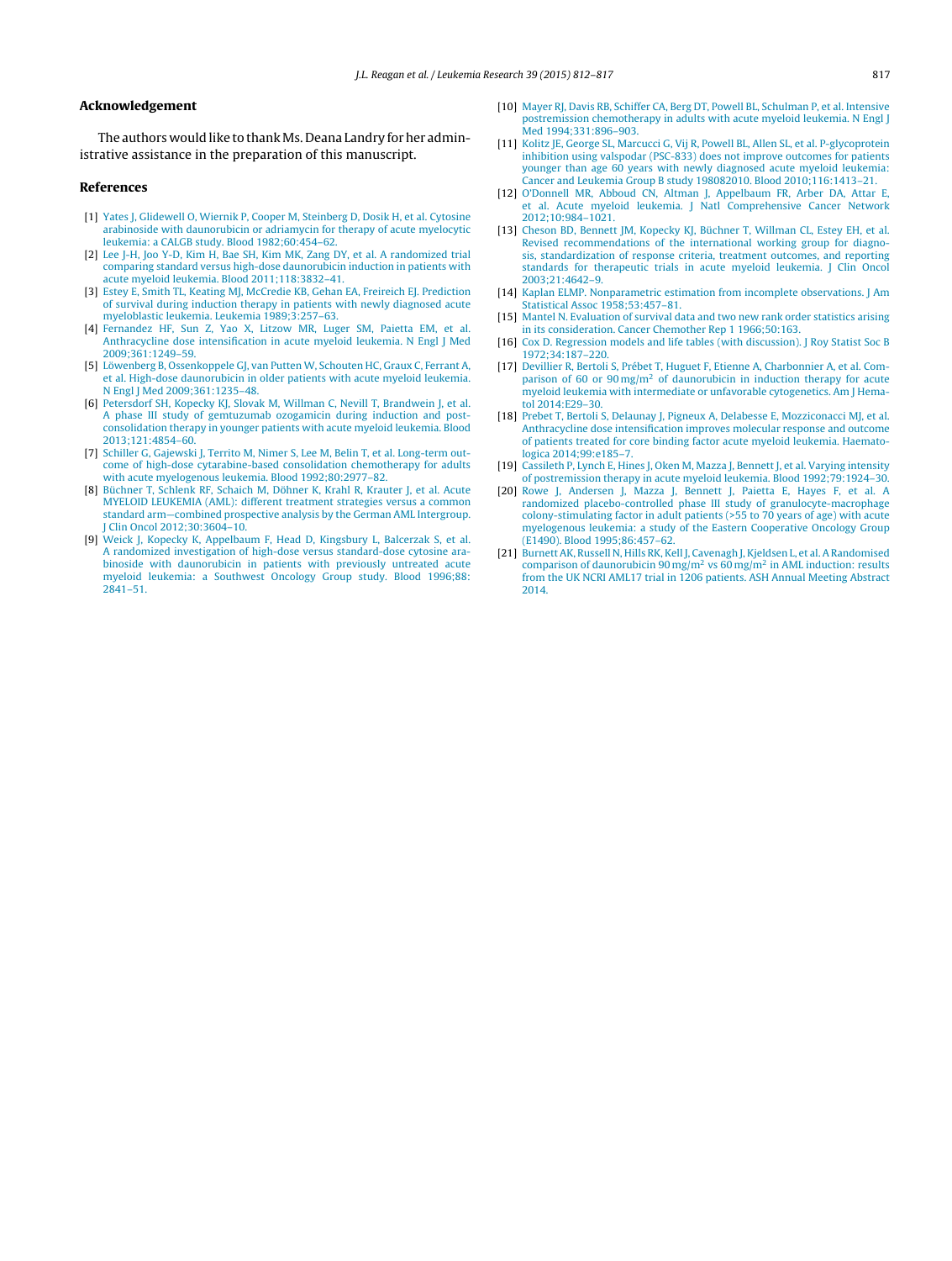## Acknowledgement

The authors would like to thank Ms. Deana Landry for her administrative assistance in the preparation of this manuscript.

## References

[1] Yates J, Glidewell O, Wiernik P, Cooper M, Steinberg D, Dosik H, et al. Cytosine arabinoside with daunorubicin or adriamycin for therapy of acute myelocytic leukemia: a CALGB study. Blood 1982;60:454–62.

[2] Lee J-H, Joo Y-D, Kim H, Bae SH, Kim MK, Zang DY, et al. A randomized trial comparing standard versus high-dose daunorubicin induction in patients with acute myeloid leukemia. Blood 2011;118:3832–41.

[3] Estey E, Smith TL, Keating MJ, McCredie KB, Gehan EA, Freireich EJ. Prediction of survival during induction therapy in patients with newly diagnosed acute myeloblastic leukemia. Leukemia 1989;3:257–63.

[4] Fernandez HF, Sun Z, Yao X, Litzow MR, Luger SM, Paietta EM, et al. Anthracycline dose intensification in acute myeloid leukemia. N Engl J Med 2009;361:1249–59.

[5] Löwenberg B, Ossenkoppele GJ, van Putten W, Schouten HC, Graux C, Ferrant A, et al. High-dose daunorubicin in older patients with acute myeloid leukemia. N Engl J Med 2009;361:1235–48.

[6] Petersdorf SH, Kopecky KJ, Slovak M, Willman C, Nevill T, Brandwein J, et al. A phase III study of gemtuzumab ozogamicin during induction and postconsolidation therapy in younger patients with acute myeloid leukemia. Blood 2013;121:4854–60.

[7] Schiller G, Gajewski J, Territo M, Nimer S, Lee M, Belin T, et al. Long-term outcome of high-dose cytarabine-based consolidation chemotherapy for adults with acute myelogenous leukemia. Blood 1992;80:2977–82.

[8] Büchner T, Schlenk RF, Schaich M, Döhner K, Krahl R, Krauter J, et al. Acute MYELOID LEUKEMIA (AML): different treatment strategies versus a common standard arm—combined prospective analysis by the German AML Intergroup. J Clin Oncol 2012;30:3604–10.

[9] Weick J, Kopecky K, Appelbaum F, Head D, Kingsbury L, Balcerzak S, et al. A randomized investigation of high-dose versus standard-dose cytosine arabinoside with daunorubicin in patients with previously untreated acute myeloid leukemia: a Southwest Oncology Group study. Blood 1996;88:2841–51.

[10] Mayer RJ, Davis RB, Schiffer CA, Berg DT, Powell BL, Schulman P, et al. Intensive postremission chemotherapy in adults with acute myeloid leukemia. N Engl J Med 1994;331:896–903.

[11] Kolitz JE, George SL, Marcucci G, Vij R, Powell BL, Allen SL, et al. P-glycoprotein inhibition using valspodar (PSC-833) does not improve outcomes for patients younger than age 60 years with newly diagnosed acute myeloid leukemia: Cancer and Leukemia Group B study 198082010. Blood 2010;116:1413–21.

[12] O'Donnell MR, Abboud CN, Altman J, Appelbaum FR, Arber DA, Attar E, et al. Acute myeloid leukemia. J Natl Comprehensive Cancer Network 2012;10:984–1021.

[13] Cheson BD, Bennett JM, Kopecky KJ, Büchner T, Willman CL, Estey EH, et al. Revised recommendations of the international working group for diagnosis, standardization of response criteria, treatment outcomes, and reporting standards for therapeutic trials in acute myeloid leukemia. J Clin Oncol 2003;21:4642–9.

[14] Kaplan ELMP. Nonparametric estimation from incomplete observations. J Am Statistical Assoc 1958;53:457–81.

[15] Mantel N. Evaluation of survival data and two new rank order statistics arising in its consideration. Cancer Chemother Rep 1 1966;50:163.

[16] Cox D. Regression models and life tables (with discussion). J Roy Statist Soc B 1972;34:187–220.

[17] Devillier R, Bertoli S, Prébet T, Huguet F, Etienne A, Charbonnier A, et al. Comparison of 60 or 90 mg/m$^2$ of daunorubicin in induction therapy for acute myeloid leukemia with intermediate or unfavorable cytogenetics. Am J Hematol 2014:E29–30.

[18] Prebet T, Bertoli S, Delaunay J, Pigneux A, Delabesse E, Mozziconacci MJ, et al. Anthracycline dose intensification improves molecular response and outcome of patients treated for core binding factor acute myeloid leukemia. Haematologica 2014;99:e185–7.

[19] Cassileth P, Lynch E, Hines J, Oken M, Mazza J, Bennett J, et al. Varying intensity of postremission therapy in acute myeloid leukemia. Blood 1992;79:1924–30.

[20] Rowe J, Andersen J, Mazza J, Bennett J, Paietta E, Hayes F, et al. A randomized placebo-controlled phase III study of granulocyte-macrophage colony-stimulating factor in adult patients (>55 to 70 years of age) with acute myelogenous leukemia: a study of the Eastern Cooperative Oncology Group (E1490). Blood 1995;86:457–62.

[21] Burnett AK, Russell N, Hills RK, Kell J, Cavenagh J, Kjeldsen L, et al. A Randomised comparison of daunorubicin 90 mg/m$^2$ vs 60 mg/m$^2$ in AML induction: results from the UK NCRI AML17 trial in 1206 patients. ASH Annual Meeting Abstract 2014.